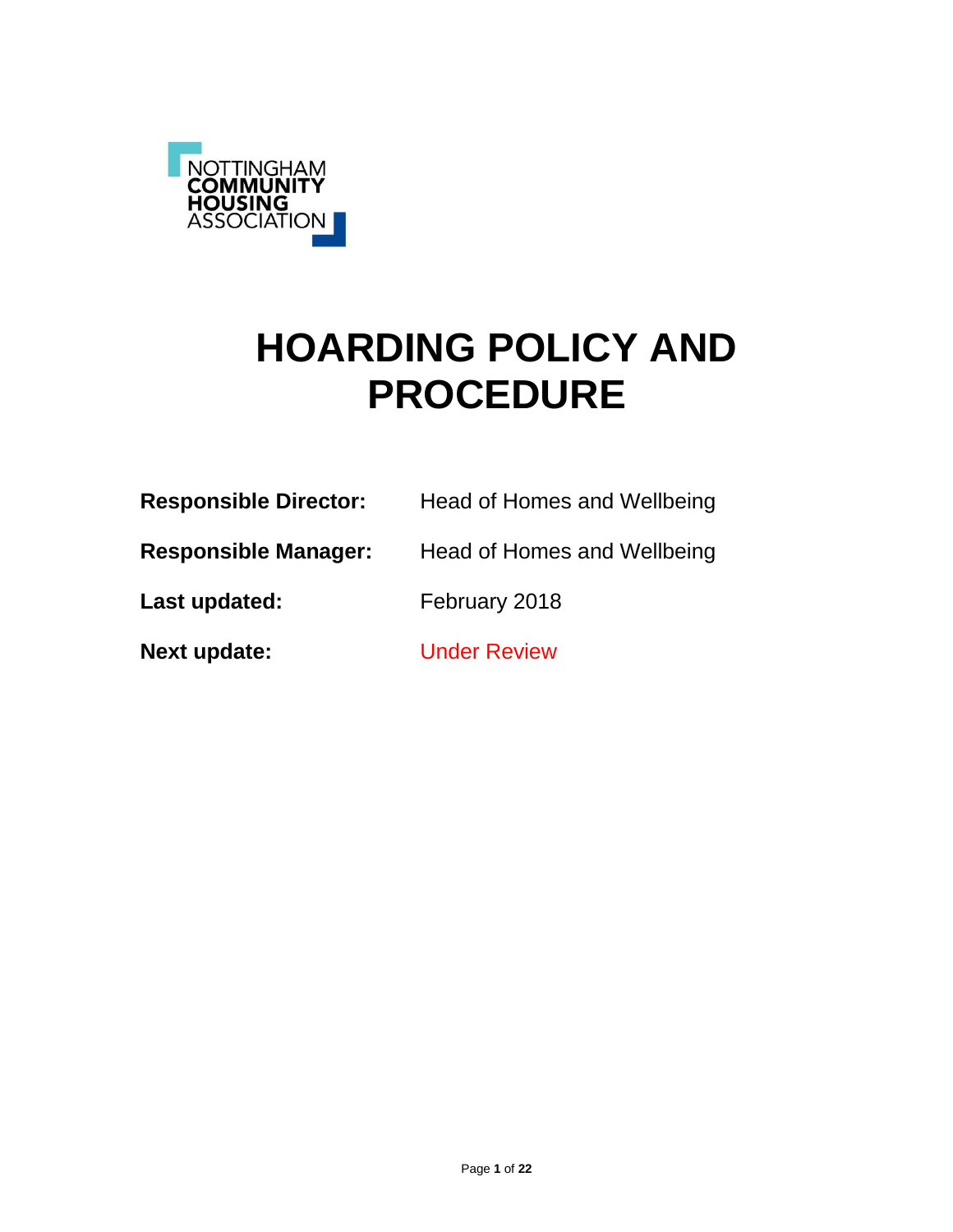NOTTINGHAM
COMMUNITY
HOUSING
ASSOCIATION

# HOARDING POLICY AND PROCEDURE

**Responsible Director:** Head of Homes and Wellbeing

**Responsible Manager:** Head of Homes and Wellbeing

**Last updated:** February 2018

**Next update:** Under Review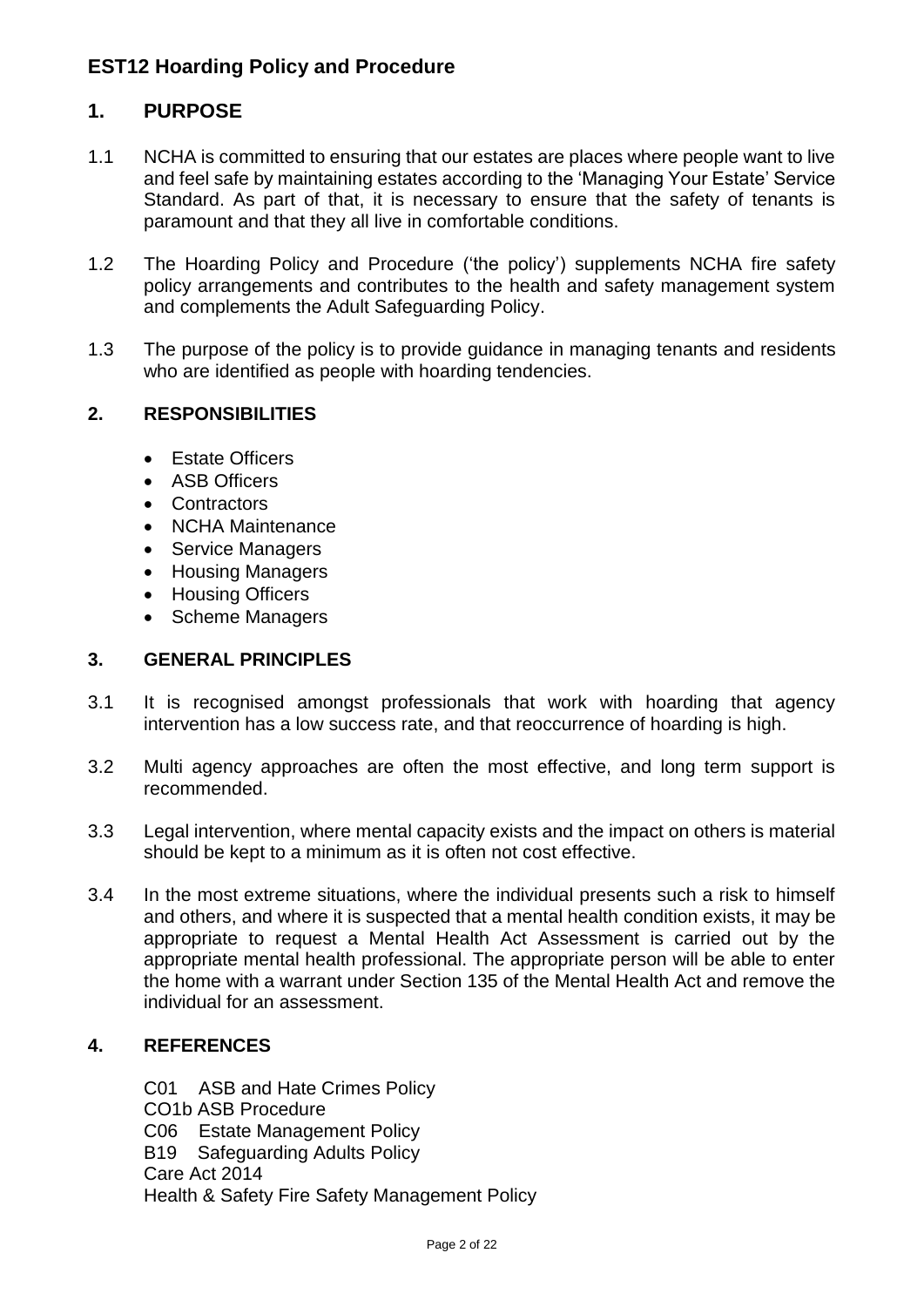# EST12 Hoarding Policy and Procedure

## 1. PURPOSE

1.1 NCHA is committed to ensuring that our estates are places where people want to live and feel safe by maintaining estates according to the 'Managing Your Estate' Service Standard. As part of that, it is necessary to ensure that the safety of tenants is paramount and that they all live in comfortable conditions.

1.2 The Hoarding Policy and Procedure ('the policy') supplements NCHA fire safety policy arrangements and contributes to the health and safety management system and complements the Adult Safeguarding Policy.

1.3 The purpose of the policy is to provide guidance in managing tenants and residents who are identified as people with hoarding tendencies.

## 2. RESPONSIBILITIES

- Estate Officers
- ASB Officers
- Contractors
- NCHA Maintenance
- Service Managers
- Housing Managers
- Housing Officers
- Scheme Managers

## 3. GENERAL PRINCIPLES

3.1 It is recognised amongst professionals that work with hoarding that agency intervention has a low success rate, and that reoccurrence of hoarding is high.

3.2 Multi agency approaches are often the most effective, and long term support is recommended.

3.3 Legal intervention, where mental capacity exists and the impact on others is material should be kept to a minimum as it is often not cost effective.

3.4 In the most extreme situations, where the individual presents such a risk to himself and others, and where it is suspected that a mental health condition exists, it may be appropriate to request a Mental Health Act Assessment is carried out by the appropriate mental health professional. The appropriate person will be able to enter the home with a warrant under Section 135 of the Mental Health Act and remove the individual for an assessment.

## 4. REFERENCES

C01 ASB and Hate Crimes Policy
CO1b ASB Procedure
C06 Estate Management Policy
B19 Safeguarding Adults Policy
Care Act 2014
Health & Safety Fire Safety Management Policy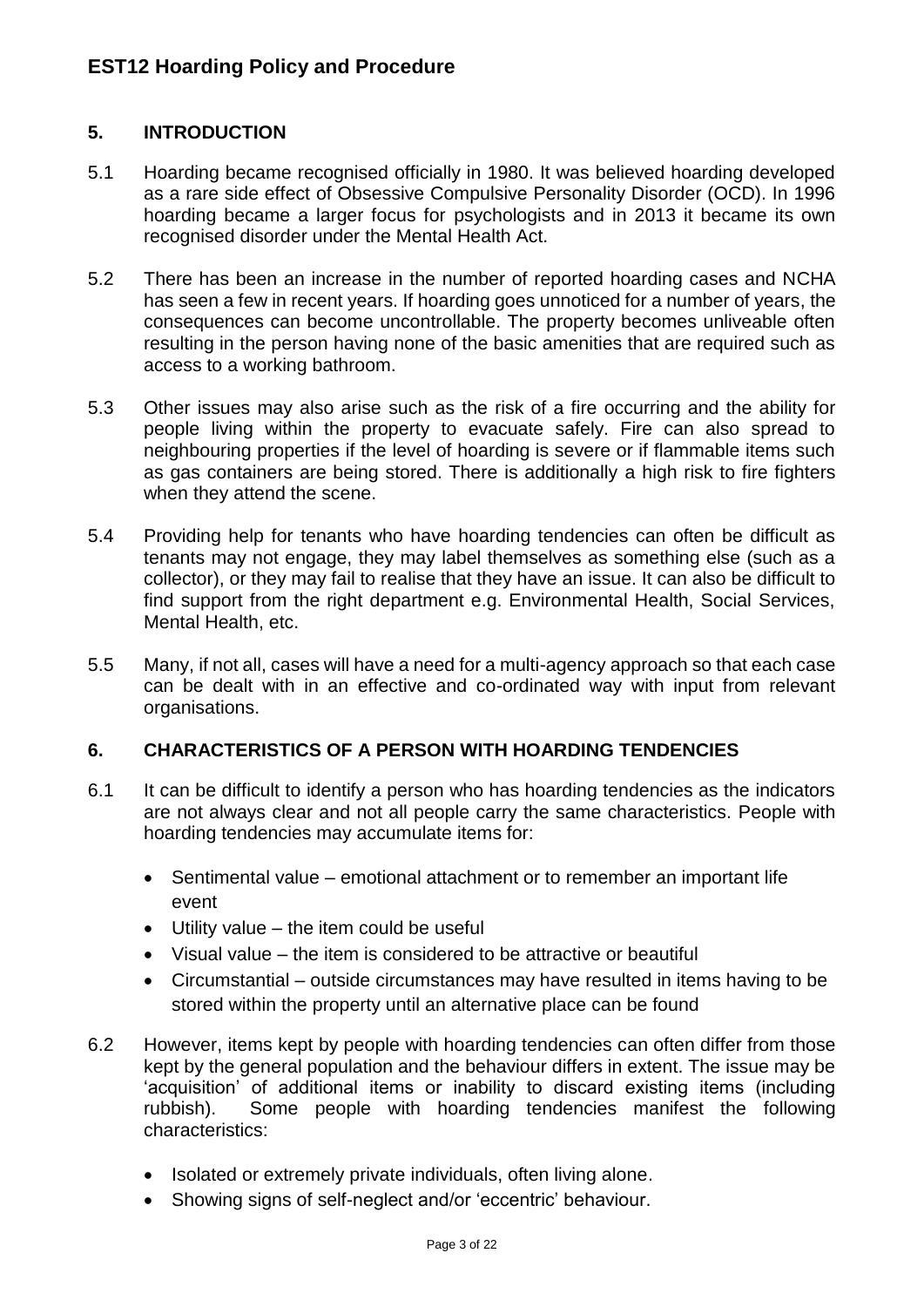## 5. INTRODUCTION

5.1 Hoarding became recognised officially in 1980. It was believed hoarding developed as a rare side effect of Obsessive Compulsive Personality Disorder (OCD). In 1996 hoarding became a larger focus for psychologists and in 2013 it became its own recognised disorder under the Mental Health Act.

5.2 There has been an increase in the number of reported hoarding cases and NCHA has seen a few in recent years. If hoarding goes unnoticed for a number of years, the consequences can become uncontrollable. The property becomes unliveable often resulting in the person having none of the basic amenities that are required such as access to a working bathroom.

5.3 Other issues may also arise such as the risk of a fire occurring and the ability for people living within the property to evacuate safely. Fire can also spread to neighbouring properties if the level of hoarding is severe or if flammable items such as gas containers are being stored. There is additionally a high risk to fire fighters when they attend the scene.

5.4 Providing help for tenants who have hoarding tendencies can often be difficult as tenants may not engage, they may label themselves as something else (such as a collector), or they may fail to realise that they have an issue. It can also be difficult to find support from the right department e.g. Environmental Health, Social Services, Mental Health, etc.

5.5 Many, if not all, cases will have a need for a multi-agency approach so that each case can be dealt with in an effective and co-ordinated way with input from relevant organisations.

## 6. CHARACTERISTICS OF A PERSON WITH HOARDING TENDENCIES

6.1 It can be difficult to identify a person who has hoarding tendencies as the indicators are not always clear and not all people carry the same characteristics. People with hoarding tendencies may accumulate items for:

- Sentimental value – emotional attachment or to remember an important life event
- Utility value – the item could be useful
- Visual value – the item is considered to be attractive or beautiful
- Circumstantial – outside circumstances may have resulted in items having to be stored within the property until an alternative place can be found

6.2 However, items kept by people with hoarding tendencies can often differ from those kept by the general population and the behaviour differs in extent. The issue may be 'acquisition' of additional items or inability to discard existing items (including rubbish). Some people with hoarding tendencies manifest the following characteristics:

- Isolated or extremely private individuals, often living alone.
- Showing signs of self-neglect and/or 'eccentric' behaviour.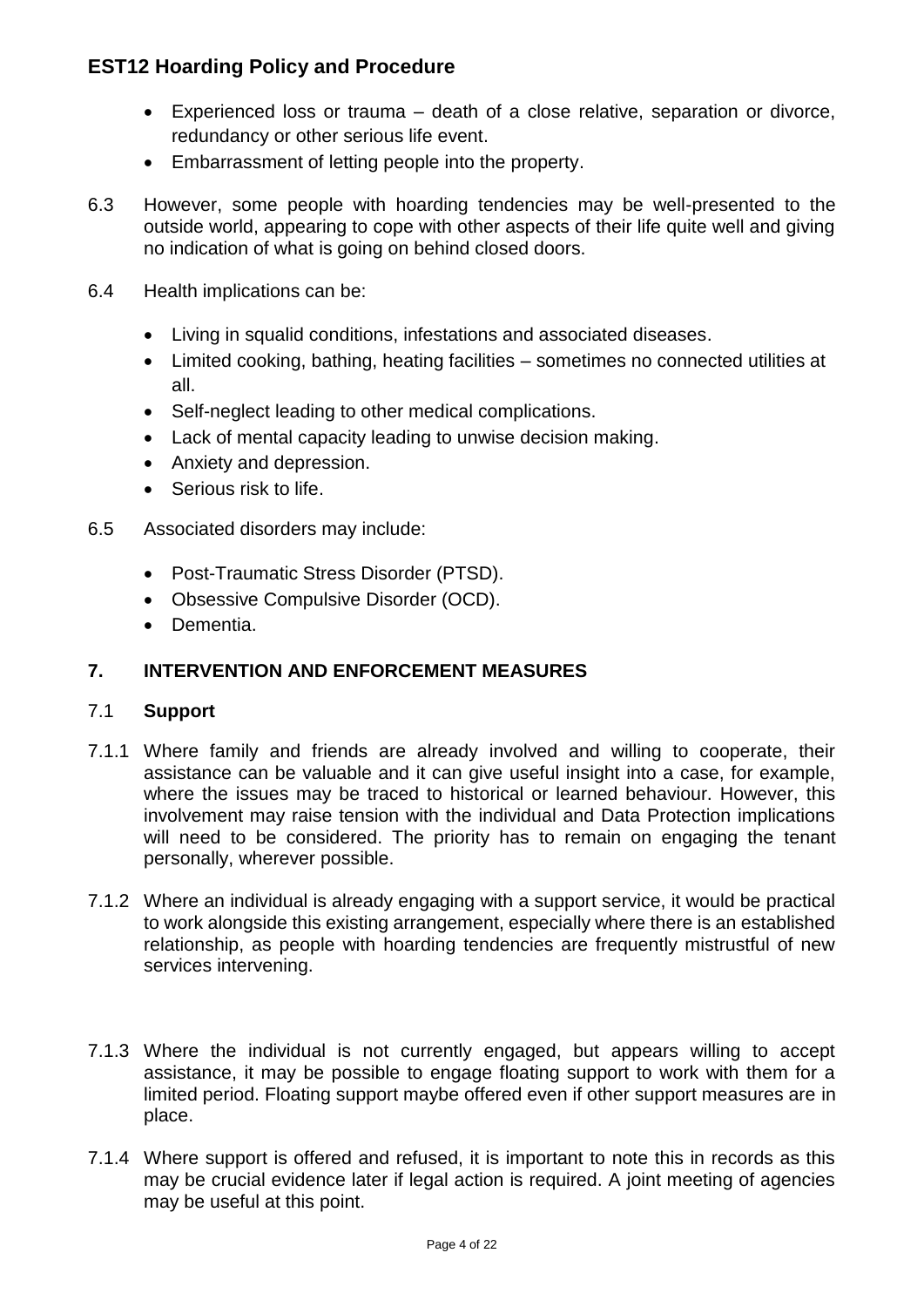- Experienced loss or trauma – death of a close relative, separation or divorce, redundancy or other serious life event.
- Embarrassment of letting people into the property.

6.3 However, some people with hoarding tendencies may be well-presented to the outside world, appearing to cope with other aspects of their life quite well and giving no indication of what is going on behind closed doors.

6.4 Health implications can be:

- Living in squalid conditions, infestations and associated diseases.
- Limited cooking, bathing, heating facilities – sometimes no connected utilities at all.
- Self-neglect leading to other medical complications.
- Lack of mental capacity leading to unwise decision making.
- Anxiety and depression.
- Serious risk to life.

6.5 Associated disorders may include:

- Post-Traumatic Stress Disorder (PTSD).
- Obsessive Compulsive Disorder (OCD).
- Dementia.

## 7. INTERVENTION AND ENFORCEMENT MEASURES

### 7.1 Support

7.1.1 Where family and friends are already involved and willing to cooperate, their assistance can be valuable and it can give useful insight into a case, for example, where the issues may be traced to historical or learned behaviour. However, this involvement may raise tension with the individual and Data Protection implications will need to be considered. The priority has to remain on engaging the tenant personally, wherever possible.

7.1.2 Where an individual is already engaging with a support service, it would be practical to work alongside this existing arrangement, especially where there is an established relationship, as people with hoarding tendencies are frequently mistrustful of new services intervening.

7.1.3 Where the individual is not currently engaged, but appears willing to accept assistance, it may be possible to engage floating support to work with them for a limited period. Floating support maybe offered even if other support measures are in place.

7.1.4 Where support is offered and refused, it is important to note this in records as this may be crucial evidence later if legal action is required. A joint meeting of agencies may be useful at this point.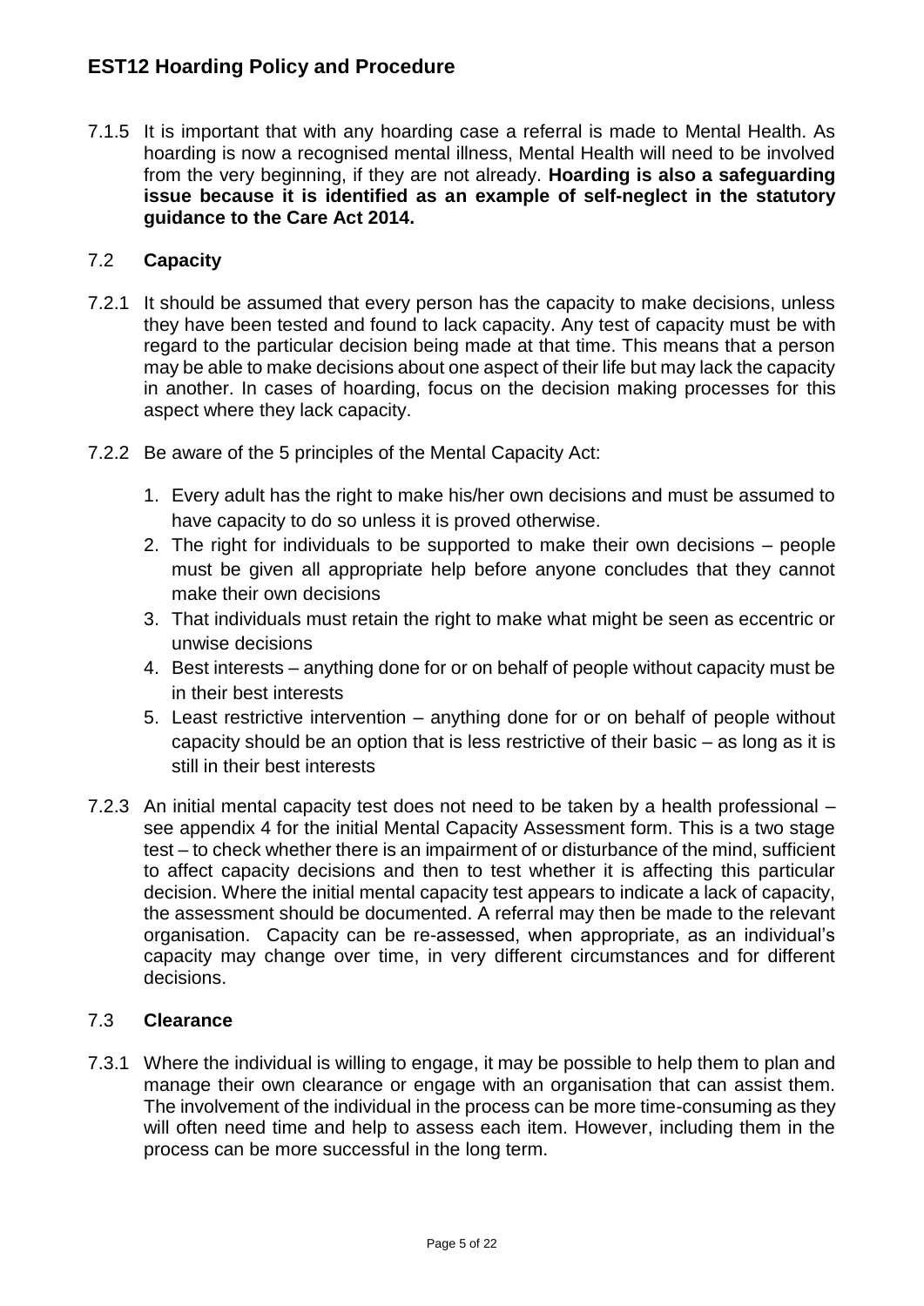7.1.5 It is important that with any hoarding case a referral is made to Mental Health. As hoarding is now a recognised mental illness, Mental Health will need to be involved from the very beginning, if they are not already. **Hoarding is also a safeguarding issue because it is identified as an example of self-neglect in the statutory guidance to the Care Act 2014.**

## 7.2 Capacity

7.2.1 It should be assumed that every person has the capacity to make decisions, unless they have been tested and found to lack capacity. Any test of capacity must be with regard to the particular decision being made at that time. This means that a person may be able to make decisions about one aspect of their life but may lack the capacity in another. In cases of hoarding, focus on the decision making processes for this aspect where they lack capacity.

7.2.2 Be aware of the 5 principles of the Mental Capacity Act:

1. Every adult has the right to make his/her own decisions and must be assumed to have capacity to do so unless it is proved otherwise.
2. The right for individuals to be supported to make their own decisions – people must be given all appropriate help before anyone concludes that they cannot make their own decisions
3. That individuals must retain the right to make what might be seen as eccentric or unwise decisions
4. Best interests – anything done for or on behalf of people without capacity must be in their best interests
5. Least restrictive intervention – anything done for or on behalf of people without capacity should be an option that is less restrictive of their basic – as long as it is still in their best interests

7.2.3 An initial mental capacity test does not need to be taken by a health professional – see appendix 4 for the initial Mental Capacity Assessment form. This is a two stage test – to check whether there is an impairment of or disturbance of the mind, sufficient to affect capacity decisions and then to test whether it is affecting this particular decision. Where the initial mental capacity test appears to indicate a lack of capacity, the assessment should be documented. A referral may then be made to the relevant organisation. Capacity can be re-assessed, when appropriate, as an individual's capacity may change over time, in very different circumstances and for different decisions.

## 7.3 Clearance

7.3.1 Where the individual is willing to engage, it may be possible to help them to plan and manage their own clearance or engage with an organisation that can assist them. The involvement of the individual in the process can be more time-consuming as they will often need time and help to assess each item. However, including them in the process can be more successful in the long term.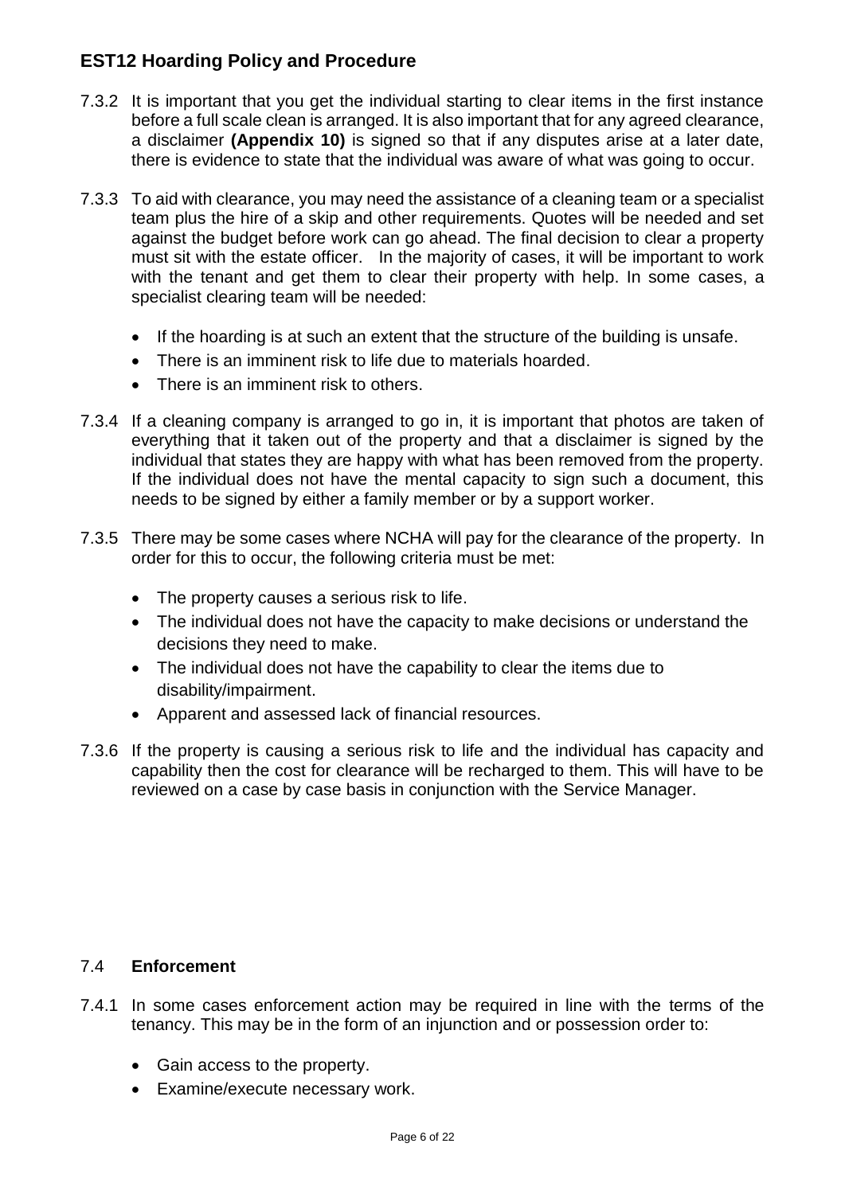7.3.2 It is important that you get the individual starting to clear items in the first instance before a full scale clean is arranged. It is also important that for any agreed clearance, a disclaimer **(Appendix 10)** is signed so that if any disputes arise at a later date, there is evidence to state that the individual was aware of what was going to occur.

7.3.3 To aid with clearance, you may need the assistance of a cleaning team or a specialist team plus the hire of a skip and other requirements. Quotes will be needed and set against the budget before work can go ahead. The final decision to clear a property must sit with the estate officer. In the majority of cases, it will be important to work with the tenant and get them to clear their property with help. In some cases, a specialist clearing team will be needed:

- If the hoarding is at such an extent that the structure of the building is unsafe.
- There is an imminent risk to life due to materials hoarded.
- There is an imminent risk to others.

7.3.4 If a cleaning company is arranged to go in, it is important that photos are taken of everything that it taken out of the property and that a disclaimer is signed by the individual that states they are happy with what has been removed from the property. If the individual does not have the mental capacity to sign such a document, this needs to be signed by either a family member or by a support worker.

7.3.5 There may be some cases where NCHA will pay for the clearance of the property. In order for this to occur, the following criteria must be met:

- The property causes a serious risk to life.
- The individual does not have the capacity to make decisions or understand the decisions they need to make.
- The individual does not have the capability to clear the items due to disability/impairment.
- Apparent and assessed lack of financial resources.

7.3.6 If the property is causing a serious risk to life and the individual has capacity and capability then the cost for clearance will be recharged to them. This will have to be reviewed on a case by case basis in conjunction with the Service Manager.

## 7.4 **Enforcement**

7.4.1 In some cases enforcement action may be required in line with the terms of the tenancy. This may be in the form of an injunction and or possession order to:

- Gain access to the property.
- Examine/execute necessary work.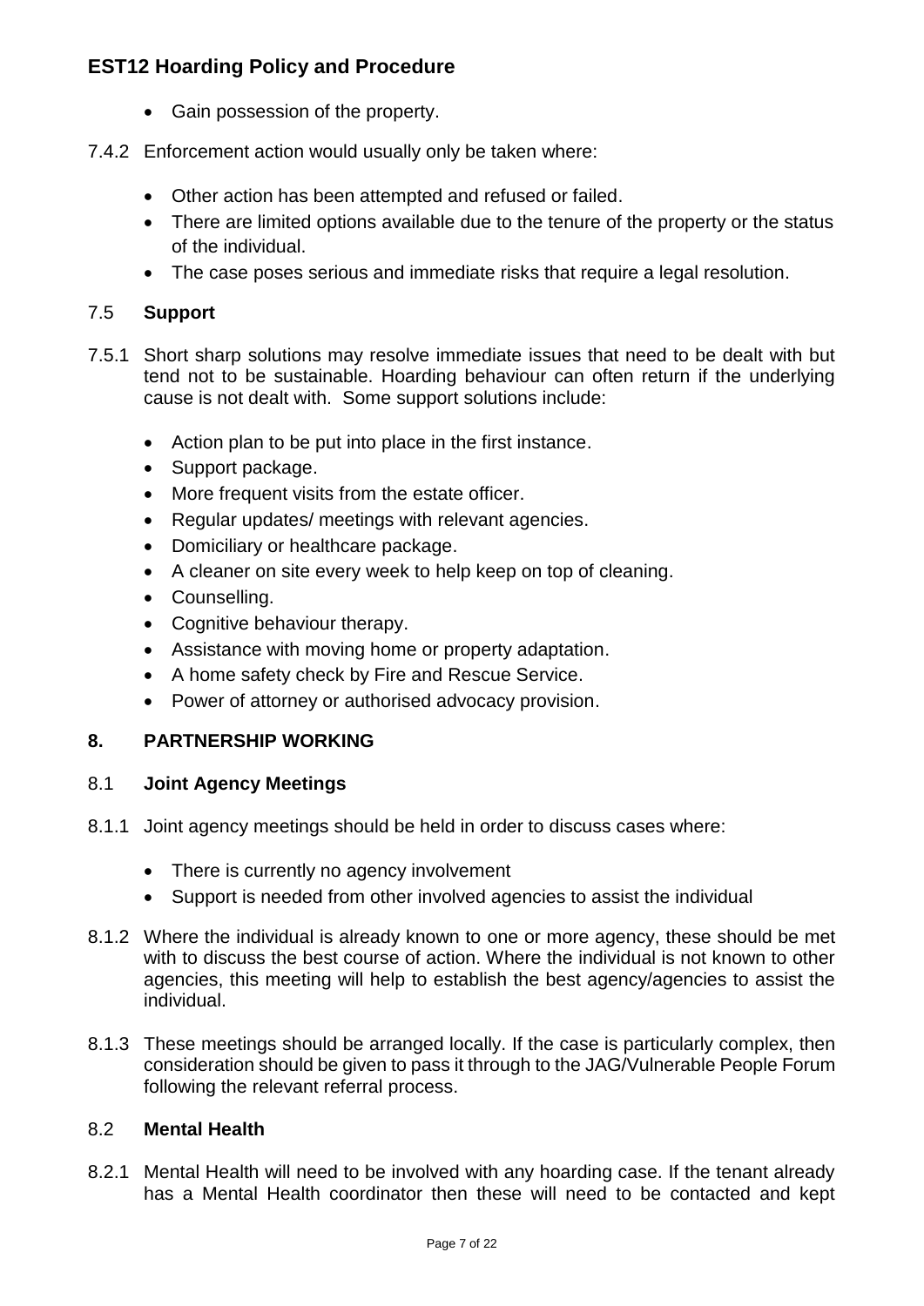- Gain possession of the property.

7.4.2 Enforcement action would usually only be taken where:

- Other action has been attempted and refused or failed.
- There are limited options available due to the tenure of the property or the status of the individual.
- The case poses serious and immediate risks that require a legal resolution.

### 7.5 **Support**

7.5.1 Short sharp solutions may resolve immediate issues that need to be dealt with but tend not to be sustainable. Hoarding behaviour can often return if the underlying cause is not dealt with. Some support solutions include:

- Action plan to be put into place in the first instance.
- Support package.
- More frequent visits from the estate officer.
- Regular updates/ meetings with relevant agencies.
- Domiciliary or healthcare package.
- A cleaner on site every week to help keep on top of cleaning.
- Counselling.
- Cognitive behaviour therapy.
- Assistance with moving home or property adaptation.
- A home safety check by Fire and Rescue Service.
- Power of attorney or authorised advocacy provision.

## 8. PARTNERSHIP WORKING

### 8.1 **Joint Agency Meetings**

8.1.1 Joint agency meetings should be held in order to discuss cases where:

- There is currently no agency involvement
- Support is needed from other involved agencies to assist the individual

8.1.2 Where the individual is already known to one or more agency, these should be met with to discuss the best course of action. Where the individual is not known to other agencies, this meeting will help to establish the best agency/agencies to assist the individual.

8.1.3 These meetings should be arranged locally. If the case is particularly complex, then consideration should be given to pass it through to the JAG/Vulnerable People Forum following the relevant referral process.

### 8.2 **Mental Health**

8.2.1 Mental Health will need to be involved with any hoarding case. If the tenant already has a Mental Health coordinator then these will need to be contacted and kept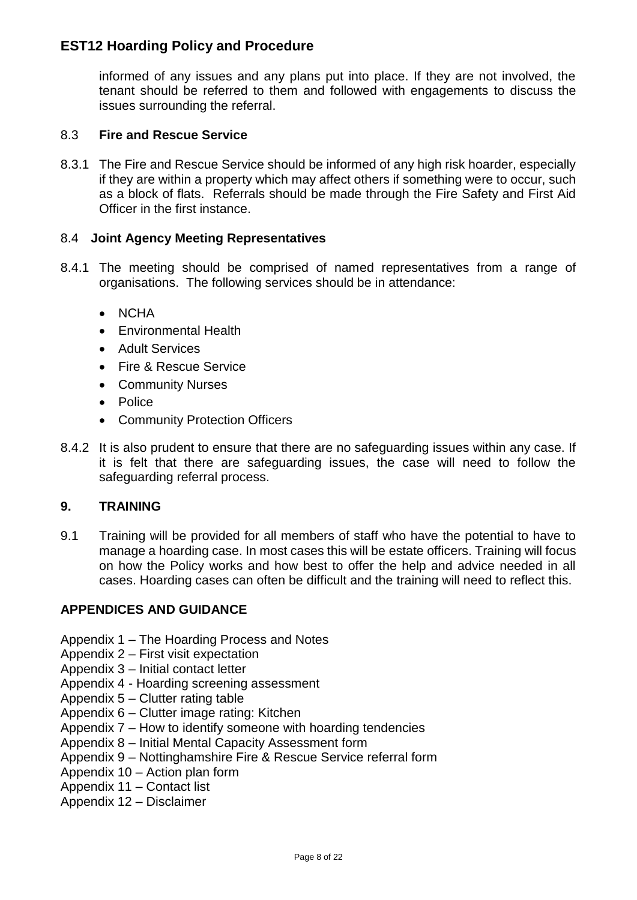informed of any issues and any plans put into place. If they are not involved, the tenant should be referred to them and followed with engagements to discuss the issues surrounding the referral.

### 8.3 Fire and Rescue Service

8.3.1 The Fire and Rescue Service should be informed of any high risk hoarder, especially if they are within a property which may affect others if something were to occur, such as a block of flats. Referrals should be made through the Fire Safety and First Aid Officer in the first instance.

### 8.4 Joint Agency Meeting Representatives

8.4.1 The meeting should be comprised of named representatives from a range of organisations. The following services should be in attendance:

- NCHA
- Environmental Health
- Adult Services
- Fire & Rescue Service
- Community Nurses
- Police
- Community Protection Officers

8.4.2 It is also prudent to ensure that there are no safeguarding issues within any case. If it is felt that there are safeguarding issues, the case will need to follow the safeguarding referral process.

## 9. TRAINING

9.1 Training will be provided for all members of staff who have the potential to have to manage a hoarding case. In most cases this will be estate officers. Training will focus on how the Policy works and how best to offer the help and advice needed in all cases. Hoarding cases can often be difficult and the training will need to reflect this.

## APPENDICES AND GUIDANCE

Appendix 1 – The Hoarding Process and Notes
Appendix 2 – First visit expectation
Appendix 3 – Initial contact letter
Appendix 4 - Hoarding screening assessment
Appendix 5 – Clutter rating table
Appendix 6 – Clutter image rating: Kitchen
Appendix 7 – How to identify someone with hoarding tendencies
Appendix 8 – Initial Mental Capacity Assessment form
Appendix 9 – Nottinghamshire Fire & Rescue Service referral form
Appendix 10 – Action plan form
Appendix 11 – Contact list
Appendix 12 – Disclaimer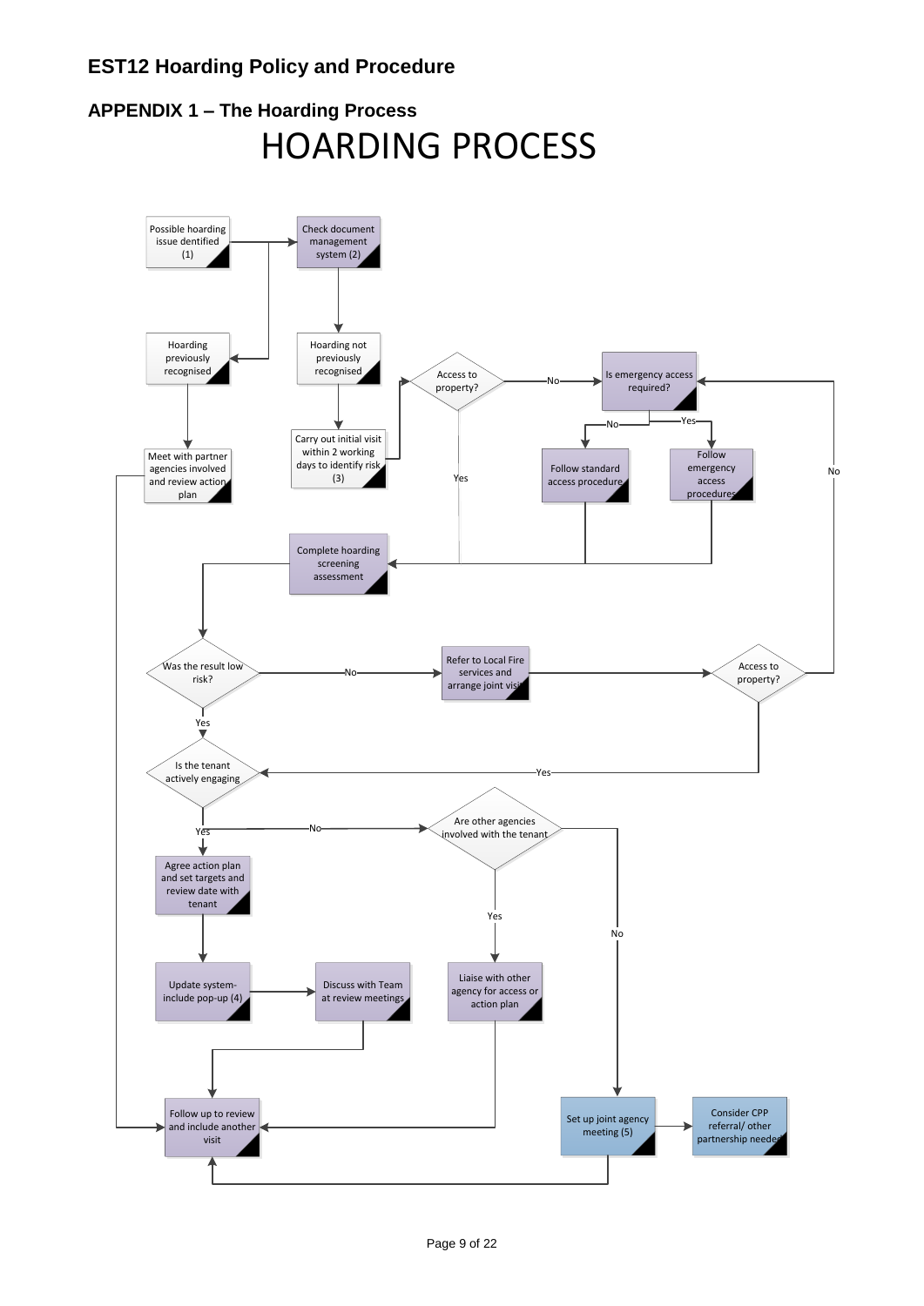## APPENDIX 1 – The Hoarding Process

# HOARDING PROCESS

Possible hoarding issue dentified (1)

Check document management system (2)

Hoarding previously recognised

Hoarding not previously recognised

Carry out initial visit within 2 working days to identify risk (3)

Access to property?

No

Is emergency access required?

No

Yes

Follow standard access procedure

Follow emergency access procedures

Yes

Meet with partner agencies involved and review action plan

Complete hoarding screening assessment

Was the result low risk?

No

Refer to Local Fire services and arrange joint visit

Access to property?

No

Yes

Yes

Is the tenant actively engaging

Yes

No

Are other agencies involved with the tenant

Agree action plan and set targets and review date with tenant

Yes

No

Update system-include pop-up (4)

Discuss with Team at review meetings

Liaise with other agency for access or action plan

Follow up to review and include another visit

Set up joint agency meeting (5)

Consider CPP referral/ other partnership needed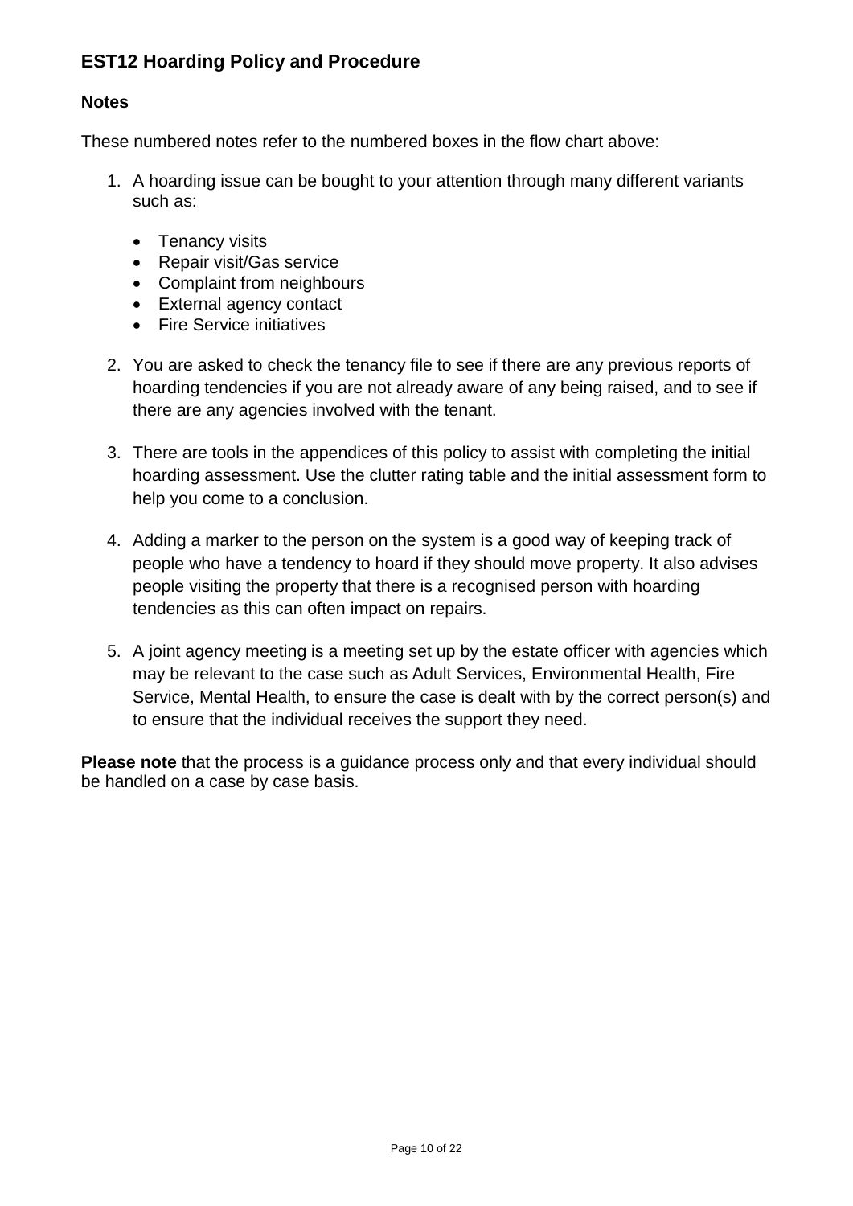## EST12 Hoarding Policy and Procedure

### Notes

These numbered notes refer to the numbered boxes in the flow chart above:

1. A hoarding issue can be bought to your attention through many different variants such as:

   - Tenancy visits
   - Repair visit/Gas service
   - Complaint from neighbours
   - External agency contact
   - Fire Service initiatives

2. You are asked to check the tenancy file to see if there are any previous reports of hoarding tendencies if you are not already aware of any being raised, and to see if there are any agencies involved with the tenant.

3. There are tools in the appendices of this policy to assist with completing the initial hoarding assessment. Use the clutter rating table and the initial assessment form to help you come to a conclusion.

4. Adding a marker to the person on the system is a good way of keeping track of people who have a tendency to hoard if they should move property. It also advises people visiting the property that there is a recognised person with hoarding tendencies as this can often impact on repairs.

5. A joint agency meeting is a meeting set up by the estate officer with agencies which may be relevant to the case such as Adult Services, Environmental Health, Fire Service, Mental Health, to ensure the case is dealt with by the correct person(s) and to ensure that the individual receives the support they need.

**Please note** that the process is a guidance process only and that every individual should be handled on a case by case basis.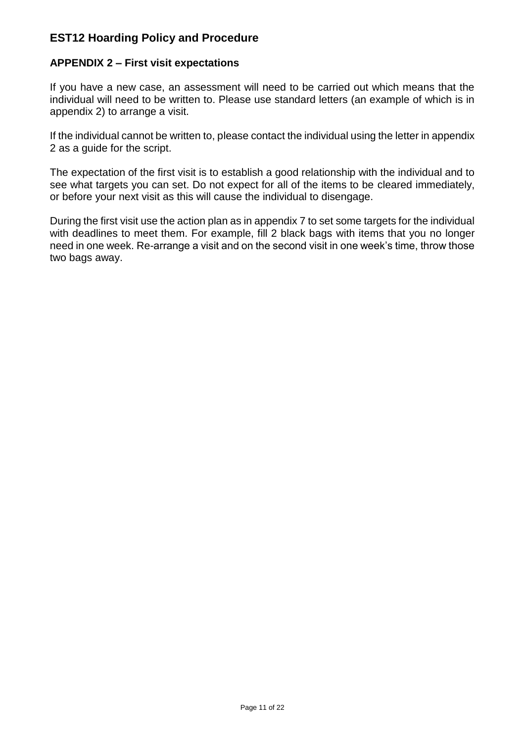# EST12 Hoarding Policy and Procedure

## APPENDIX 2 – First visit expectations

If you have a new case, an assessment will need to be carried out which means that the individual will need to be written to. Please use standard letters (an example of which is in appendix 2) to arrange a visit.

If the individual cannot be written to, please contact the individual using the letter in appendix 2 as a guide for the script.

The expectation of the first visit is to establish a good relationship with the individual and to see what targets you can set. Do not expect for all of the items to be cleared immediately, or before your next visit as this will cause the individual to disengage.

During the first visit use the action plan as in appendix 7 to set some targets for the individual with deadlines to meet them. For example, fill 2 black bags with items that you no longer need in one week. Re-arrange a visit and on the second visit in one week's time, throw those two bags away.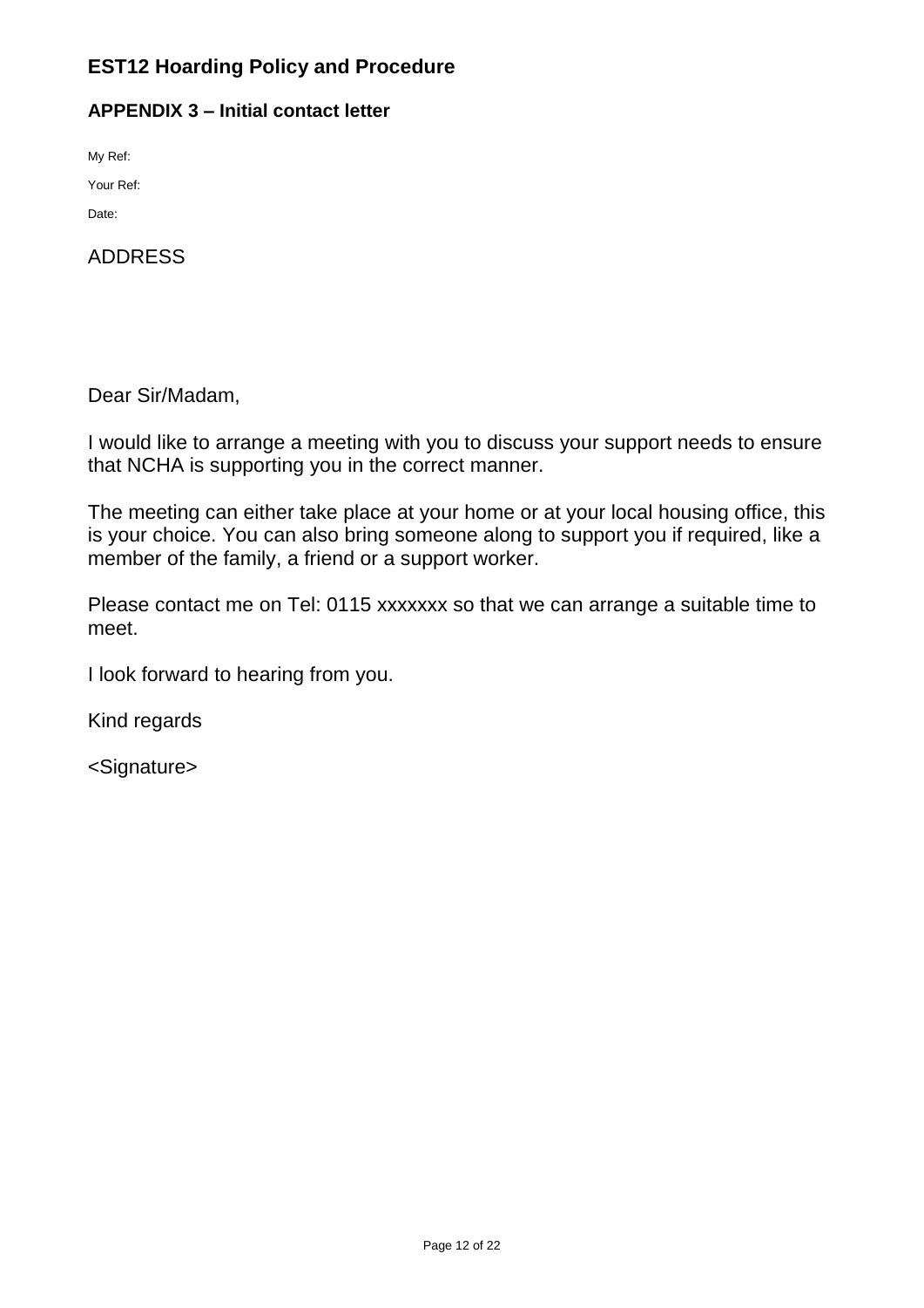# EST12 Hoarding Policy and Procedure

## APPENDIX 3 – Initial contact letter

My Ref:

Your Ref:

Date:

ADDRESS

Dear Sir/Madam,

I would like to arrange a meeting with you to discuss your support needs to ensure that NCHA is supporting you in the correct manner.

The meeting can either take place at your home or at your local housing office, this is your choice. You can also bring someone along to support you if required, like a member of the family, a friend or a support worker.

Please contact me on Tel: 0115 xxxxxxx so that we can arrange a suitable time to meet.

I look forward to hearing from you.

Kind regards

<Signature>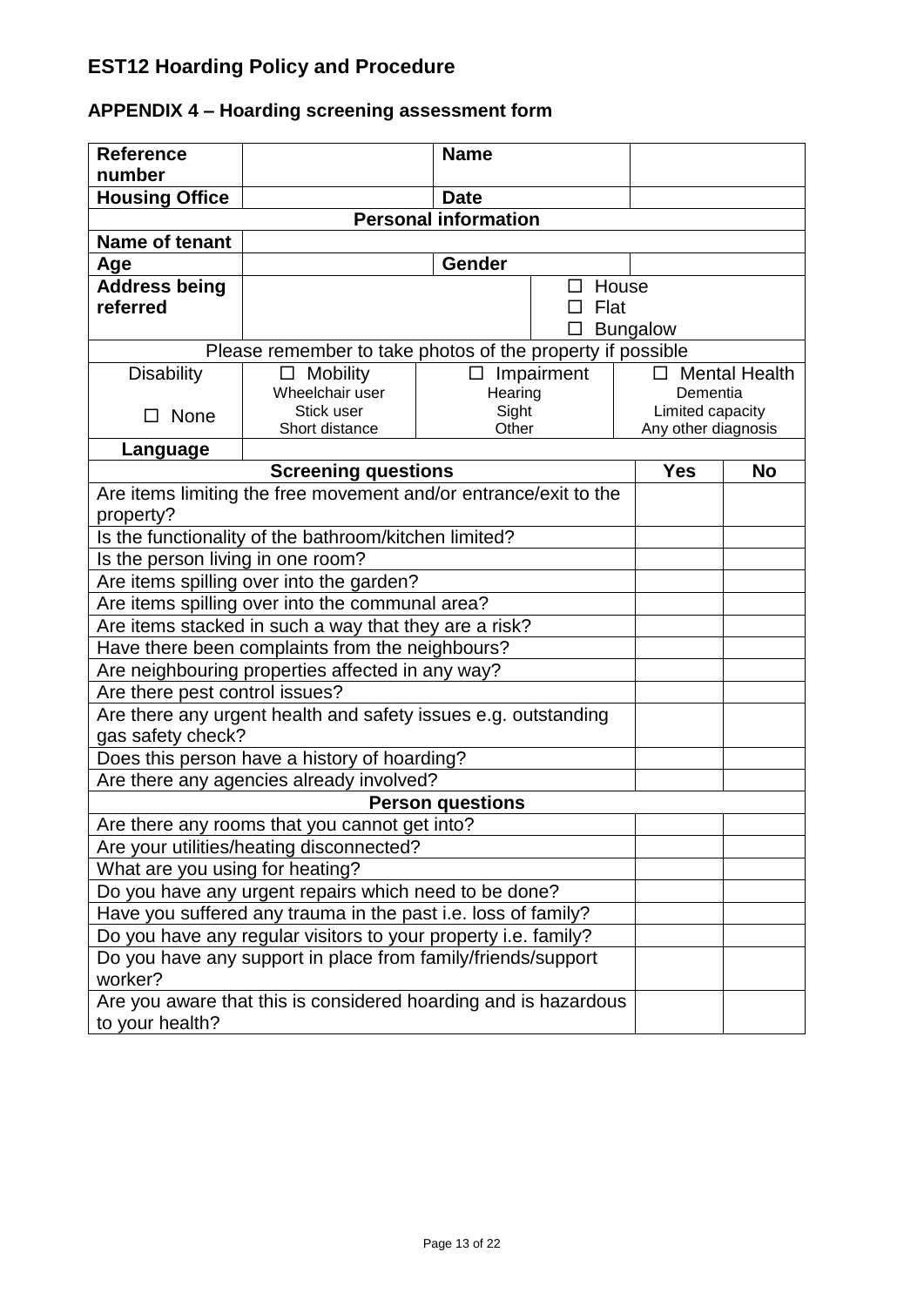# EST12 Hoarding Policy and Procedure

## APPENDIX 4 – Hoarding screening assessment form

| **Reference number** | | **Name** | | | | |
|---|---|---|---|---|---|---|
| **Housing Office** | | **Date** | | | | |
| **Personal information** | | | | | | |
| **Name of tenant** | | | | | | |
| **Age** | | **Gender** | | | | |
| **Address being referred** | | | ☐ House<br>☐ Flat<br>☐ Bungalow | | | |
| Please remember to take photos of the property if possible | | | | | | |
| Disability<br><br>☐ None | ☐ Mobility<br>Wheelchair user<br>Stick user<br>Short distance | ☐ Impairment<br>Hearing<br>Sight<br>Other | | ☐ Mental Health<br>Dementia<br>Limited capacity<br>Any other diagnosis | | |
| **Language** | | | | | | |

| **Screening questions** | **Yes** | **No** |
|---|---|---|
| Are items limiting the free movement and/or entrance/exit to the property? | | |
| Is the functionality of the bathroom/kitchen limited? | | |
| Is the person living in one room? | | |
| Are items spilling over into the garden? | | |
| Are items spilling over into the communal area? | | |
| Are items stacked in such a way that they are a risk? | | |
| Have there been complaints from the neighbours? | | |
| Are neighbouring properties affected in any way? | | |
| Are there pest control issues? | | |
| Are there any urgent health and safety issues e.g. outstanding gas safety check? | | |
| Does this person have a history of hoarding? | | |
| Are there any agencies already involved? | | |
| **Person questions** | | |
| Are there any rooms that you cannot get into? | | |
| Are your utilities/heating disconnected? | | |
| What are you using for heating? | | |
| Do you have any urgent repairs which need to be done? | | |
| Have you suffered any trauma in the past i.e. loss of family? | | |
| Do you have any regular visitors to your property i.e. family? | | |
| Do you have any support in place from family/friends/support worker? | | |
| Are you aware that this is considered hoarding and is hazardous to your health? | | |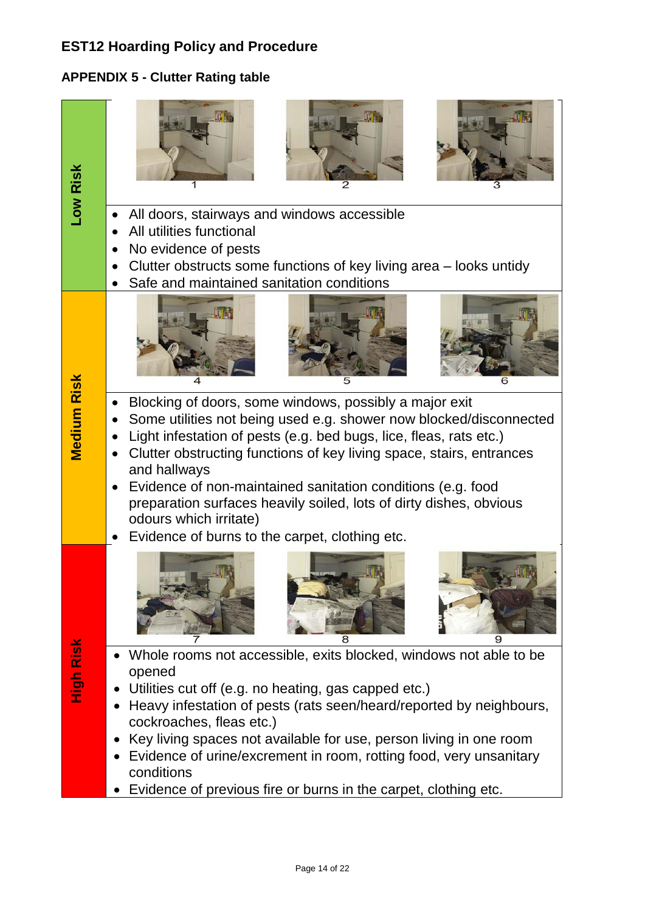**EST12 Hoarding Policy and Procedure**

## APPENDIX 5 - Clutter Rating table

| Risk | Description |
|---|---|
| **Low Risk** | 1 2 3 |
| | • All doors, stairways and windows accessible<br>• All utilities functional<br>• No evidence of pests<br>• Clutter obstructs some functions of key living area – looks untidy<br>• Safe and maintained sanitation conditions |
| **Medium Risk** | 4 5 6 |
| | • Blocking of doors, some windows, possibly a major exit<br>• Some utilities not being used e.g. shower now blocked/disconnected<br>• Light infestation of pests (e.g. bed bugs, lice, fleas, rats etc.)<br>• Clutter obstructing functions of key living space, stairs, entrances and hallways<br>• Evidence of non-maintained sanitation conditions (e.g. food preparation surfaces heavily soiled, lots of dirty dishes, obvious odours which irritate)<br>• Evidence of burns to the carpet, clothing etc. |
| **High Risk** | 7 8 9 |
| | • Whole rooms not accessible, exits blocked, windows not able to be opened<br>• Utilities cut off (e.g. no heating, gas capped etc.)<br>• Heavy infestation of pests (rats seen/heard/reported by neighbours, cockroaches, fleas etc.)<br>• Key living spaces not available for use, person living in one room<br>• Evidence of urine/excrement in room, rotting food, very unsanitary conditions<br>• Evidence of previous fire or burns in the carpet, clothing etc. |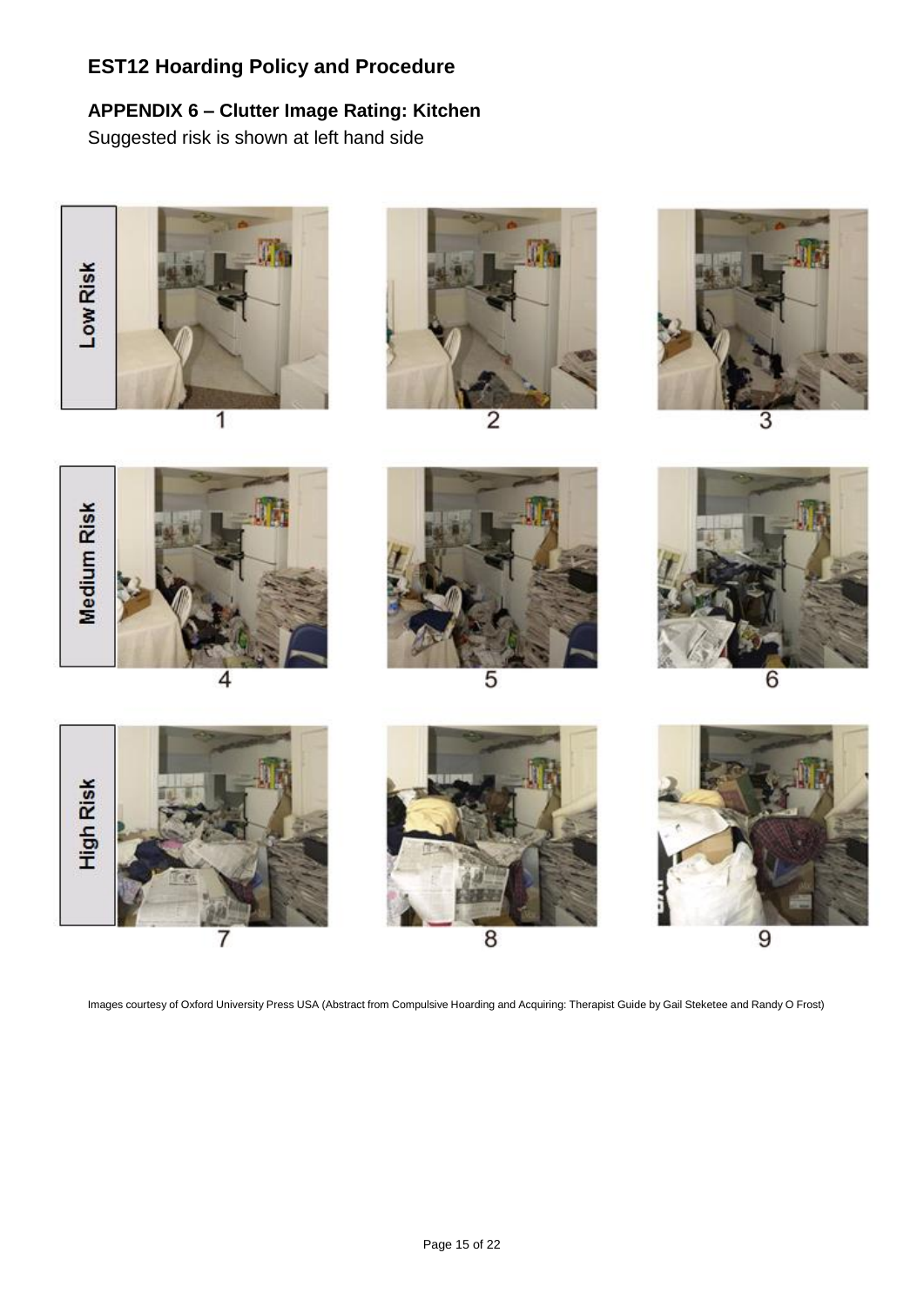# EST12 Hoarding Policy and Procedure

## APPENDIX 6 – Clutter Image Rating: Kitchen

Suggested risk is shown at left hand side

Low Risk: 1, 2, 3

Medium Risk: 4, 5, 6

High Risk: 7, 8, 9

Images courtesy of Oxford University Press USA (Abstract from Compulsive Hoarding and Acquiring: Therapist Guide by Gail Steketee and Randy O Frost)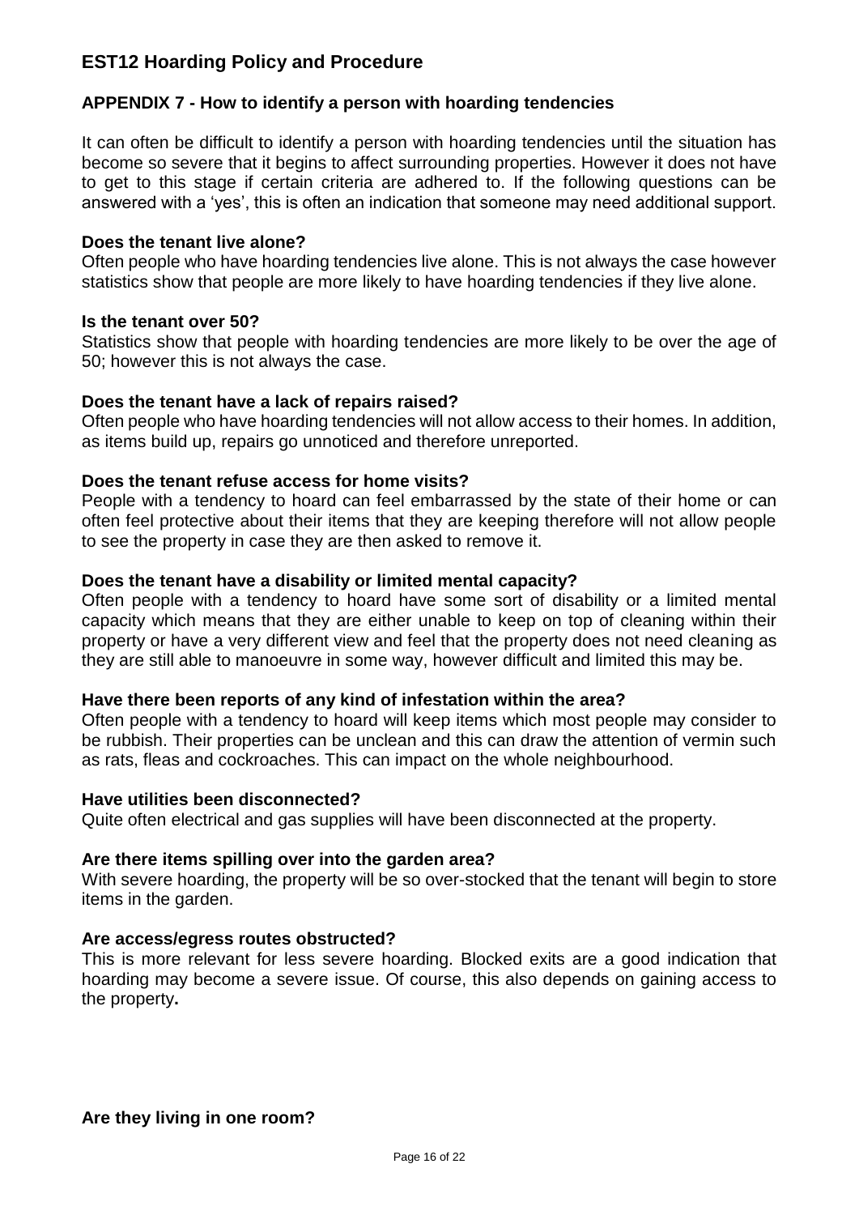# EST12 Hoarding Policy and Procedure

## APPENDIX 7 - How to identify a person with hoarding tendencies

It can often be difficult to identify a person with hoarding tendencies until the situation has become so severe that it begins to affect surrounding properties. However it does not have to get to this stage if certain criteria are adhered to. If the following questions can be answered with a 'yes', this is often an indication that someone may need additional support.

**Does the tenant live alone?**
Often people who have hoarding tendencies live alone. This is not always the case however statistics show that people are more likely to have hoarding tendencies if they live alone.

**Is the tenant over 50?**
Statistics show that people with hoarding tendencies are more likely to be over the age of 50; however this is not always the case.

**Does the tenant have a lack of repairs raised?**
Often people who have hoarding tendencies will not allow access to their homes. In addition, as items build up, repairs go unnoticed and therefore unreported.

**Does the tenant refuse access for home visits?**
People with a tendency to hoard can feel embarrassed by the state of their home or can often feel protective about their items that they are keeping therefore will not allow people to see the property in case they are then asked to remove it.

**Does the tenant have a disability or limited mental capacity?**
Often people with a tendency to hoard have some sort of disability or a limited mental capacity which means that they are either unable to keep on top of cleaning within their property or have a very different view and feel that the property does not need cleaning as they are still able to manoeuvre in some way, however difficult and limited this may be.

**Have there been reports of any kind of infestation within the area?**
Often people with a tendency to hoard will keep items which most people may consider to be rubbish. Their properties can be unclean and this can draw the attention of vermin such as rats, fleas and cockroaches. This can impact on the whole neighbourhood.

**Have utilities been disconnected?**
Quite often electrical and gas supplies will have been disconnected at the property.

**Are there items spilling over into the garden area?**
With severe hoarding, the property will be so over-stocked that the tenant will begin to store items in the garden.

**Are access/egress routes obstructed?**
This is more relevant for less severe hoarding. Blocked exits are a good indication that hoarding may become a severe issue. Of course, this also depends on gaining access to the property**.**

**Are they living in one room?**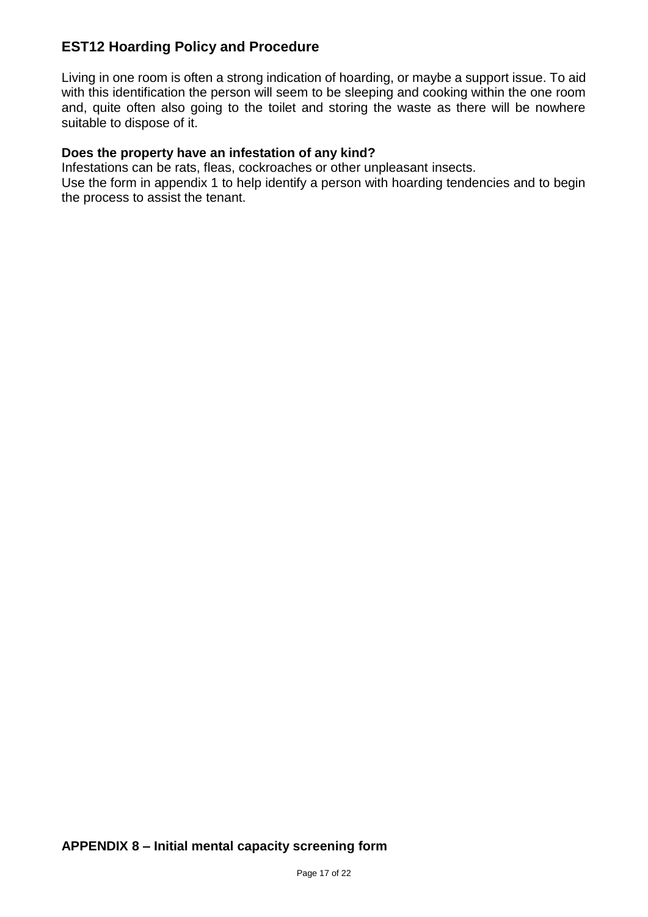## EST12 Hoarding Policy and Procedure

Living in one room is often a strong indication of hoarding, or maybe a support issue. To aid with this identification the person will seem to be sleeping and cooking within the one room and, quite often also going to the toilet and storing the waste as there will be nowhere suitable to dispose of it.

**Does the property have an infestation of any kind?**
Infestations can be rats, fleas, cockroaches or other unpleasant insects.
Use the form in appendix 1 to help identify a person with hoarding tendencies and to begin the process to assist the tenant.

**APPENDIX 8 – Initial mental capacity screening form**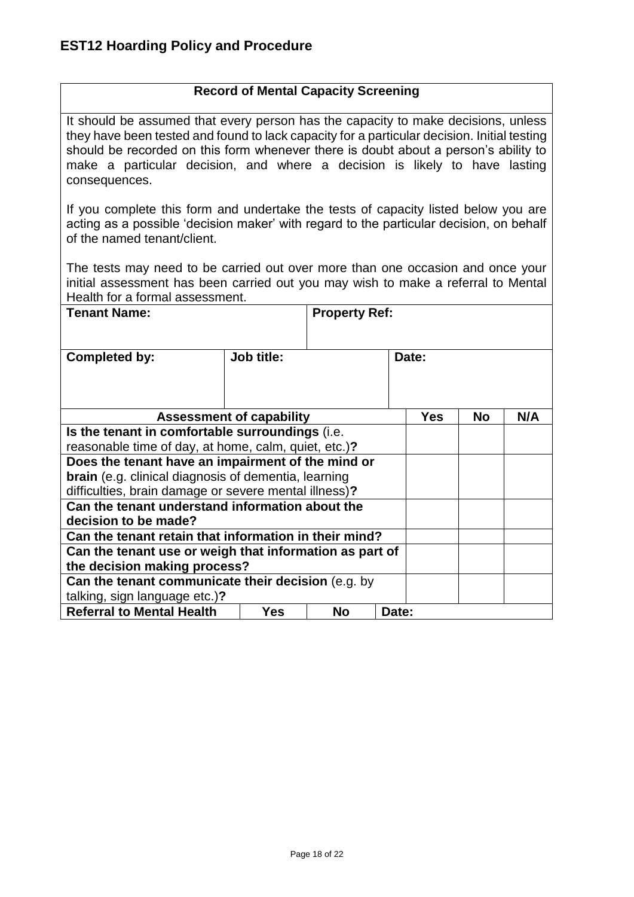## Record of Mental Capacity Screening

It should be assumed that every person has the capacity to make decisions, unless they have been tested and found to lack capacity for a particular decision. Initial testing should be recorded on this form whenever there is doubt about a person's ability to make a particular decision, and where a decision is likely to have lasting consequences.

If you complete this form and undertake the tests of capacity listed below you are acting as a possible 'decision maker' with regard to the particular decision, on behalf of the named tenant/client.

The tests may need to be carried out over more than one occasion and once your initial assessment has been carried out you may wish to make a referral to Mental Health for a formal assessment.

| **Tenant Name:** | | **Property Ref:** | |
|---|---|---|---|
| **Completed by:** | **Job title:** | | **Date:** |

| **Assessment of capability** | **Yes** | **No** | **N/A** |
|---|---|---|---|
| **Is the tenant in comfortable surroundings** (i.e. reasonable time of day, at home, calm, quiet, etc.)**?** | | | |
| **Does the tenant have an impairment of the mind or brain** (e.g. clinical diagnosis of dementia, learning difficulties, brain damage or severe mental illness)**?** | | | |
| **Can the tenant understand information about the decision to be made?** | | | |
| **Can the tenant retain that information in their mind?** | | | |
| **Can the tenant use or weigh that information as part of the decision making process?** | | | |
| **Can the tenant communicate their decision** (e.g. by talking, sign language etc.)**?** | | | |

| **Referral to Mental Health** | **Yes** | **No** | **Date:** |
|---|---|---|---|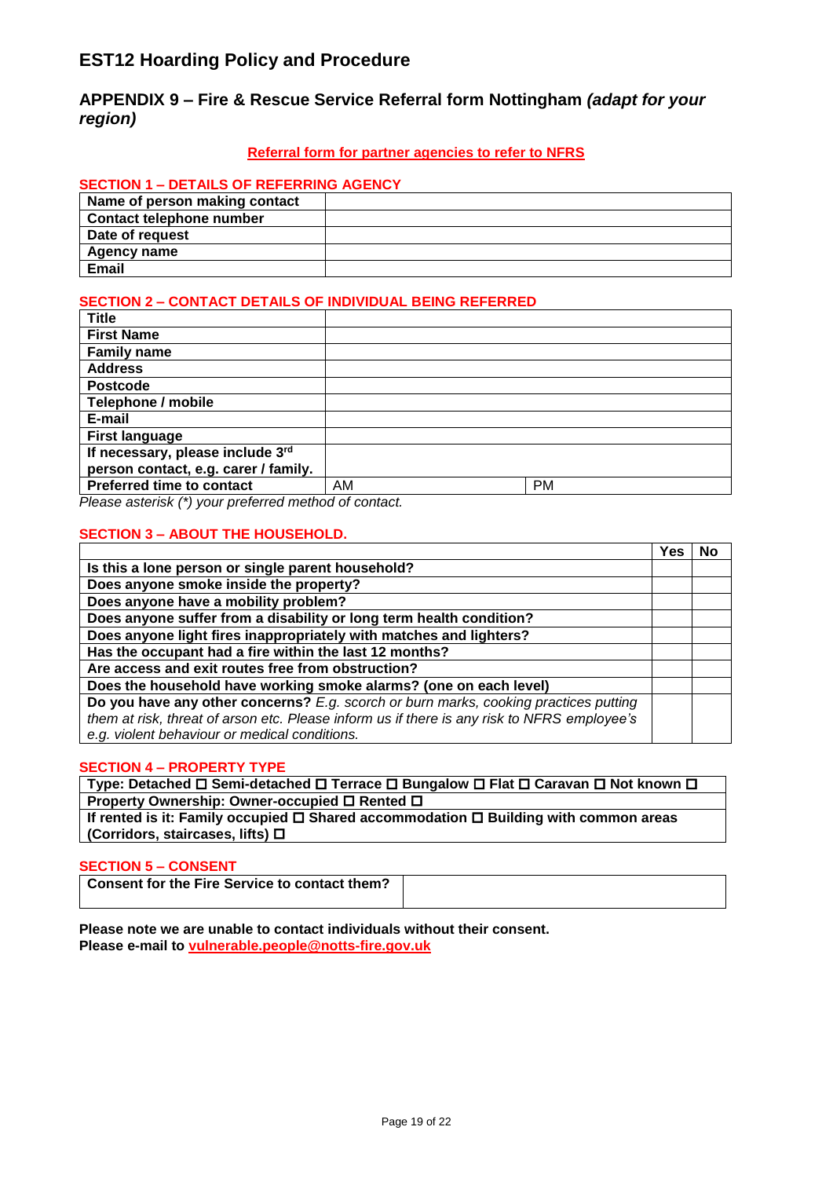# EST12 Hoarding Policy and Procedure

## APPENDIX 9 – Fire & Rescue Service Referral form Nottingham *(adapt for your region)*

**Referral form for partner agencies to refer to NFRS**

### SECTION 1 – DETAILS OF REFERRING AGENCY

| | |
|---|---|
| **Name of person making contact** | |
| **Contact telephone number** | |
| **Date of request** | |
| **Agency name** | |
| **Email** | |

### SECTION 2 – CONTACT DETAILS OF INDIVIDUAL BEING REFERRED

| | | |
|---|---|---|
| **Title** | | |
| **First Name** | | |
| **Family name** | | |
| **Address** | | |
| **Postcode** | | |
| **Telephone / mobile** | | |
| **E-mail** | | |
| **First language** | | |
| **If necessary, please include 3rd person contact, e.g. carer / family.** | | |
| **Preferred time to contact** | AM | PM |

*Please asterisk (*) your preferred method of contact.*

### SECTION 3 – ABOUT THE HOUSEHOLD.

| | Yes | No |
|---|---|---|
| **Is this a lone person or single parent household?** | | |
| **Does anyone smoke inside the property?** | | |
| **Does anyone have a mobility problem?** | | |
| **Does anyone suffer from a disability or long term health condition?** | | |
| **Does anyone light fires inappropriately with matches and lighters?** | | |
| **Has the occupant had a fire within the last 12 months?** | | |
| **Are access and exit routes free from obstruction?** | | |
| **Does the household have working smoke alarms? (one on each level)** | | |
| **Do you have any other concerns?** *E.g. scorch or burn marks, cooking practices putting them at risk, threat of arson etc. Please inform us if there is any risk to NFRS employee's e.g. violent behaviour or medical conditions.* | | |

### SECTION 4 – PROPERTY TYPE

| |
|---|
| **Type: Detached ☐ Semi-detached ☐ Terrace ☐ Bungalow ☐ Flat ☐ Caravan ☐ Not known ☐** |
| **Property Ownership: Owner-occupied ☐ Rented ☐** |
| **If rented is it: Family occupied ☐ Shared accommodation ☐ Building with common areas (Corridors, staircases, lifts) ☐** |

### SECTION 5 – CONSENT

| | |
|---|---|
| **Consent for the Fire Service to contact them?** | |

**Please note we are unable to contact individuals without their consent.**
**Please e-mail to vulnerable.people@notts-fire.gov.uk**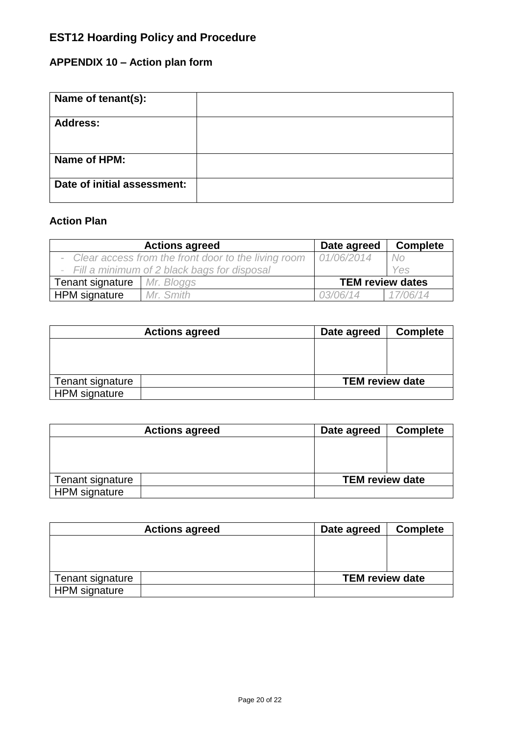# EST12 Hoarding Policy and Procedure

## APPENDIX 10 – Action plan form

| **Name of tenant(s):** | |
|---|---|
| **Address:** | |
| **Name of HPM:** | |
| **Date of initial assessment:** | |

### Action Plan

| **Actions agreed** | | **Date agreed** | **Complete** |
|---|---|---|---|
| *- Clear access from the front door to the living room*<br>*- Fill a minimum of 2 black bags for disposal* | | *01/06/2014* | *No*<br>*Yes* |
| Tenant signature | *Mr. Bloggs* | **TEM review dates** | |
| HPM signature | *Mr. Smith* | *03/06/14* | *17/06/14* |

| **Actions agreed** | | **Date agreed** | **Complete** |
|---|---|---|---|
| | | | |
| Tenant signature | | **TEM review date** | |
| HPM signature | | | |

| **Actions agreed** | | **Date agreed** | **Complete** |
|---|---|---|---|
| | | | |
| Tenant signature | | **TEM review date** | |
| HPM signature | | | |

| **Actions agreed** | | **Date agreed** | **Complete** |
|---|---|---|---|
| | | | |
| Tenant signature | | **TEM review date** | |
| HPM signature | | | |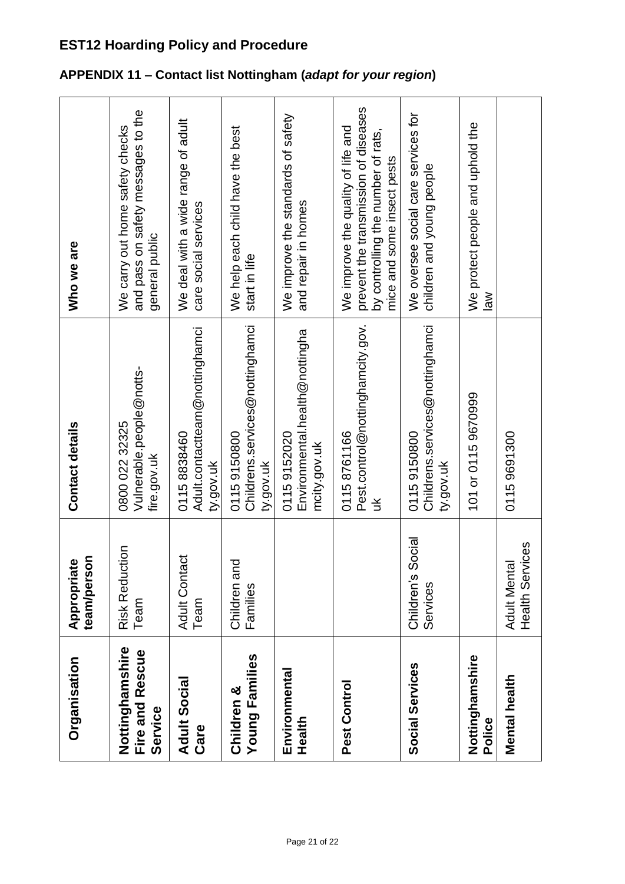# EST12 Hoarding Policy and Procedure

## APPENDIX 11 – Contact list Nottingham (*adapt for your region*)

| Organisation | Appropriate team/person | Contact details | Who we are |
|---|---|---|---|
| **Nottinghamshire Fire and Rescue Service** | Risk Reduction Team | 0800 022 32325 Vulnerable.people@notts-fire.gov.uk | We carry out home safety checks and pass on safety messages to the general public |
| **Adult Social Care** | Adult Contact Team | 0115 8838460 Adult.contactteam@nottinghamcity.gov.uk | We deal with a wide range of adult care social services |
| **Children & Young Families** | Children and Families | 0115 9150800 Childrens.services@nottinghamcity.gov.uk | We help each child have the best start in life |
| **Environmental Health** | | 0115 9152020 Environmental.health@nottinghamcity.gov.uk | We improve the standards of safety and repair in homes |
| **Pest Control** | | 0115 8761166 Pest.control@nottinghamcity.gov.uk | We improve the quality of life and prevent the transmission of diseases by controlling the number of rats, mice and some insect pests |
| **Social Services** | Children's Social Services | 0115 9150800 Childrens.services@nottinghamcity.gov.uk | We oversee social care services for children and young people |
| **Nottinghamshire Police** | | 101 or 0115 9670999 | We protect people and uphold the law |
| **Mental health** | Adult Mental Health Services | 0115 9691300 | |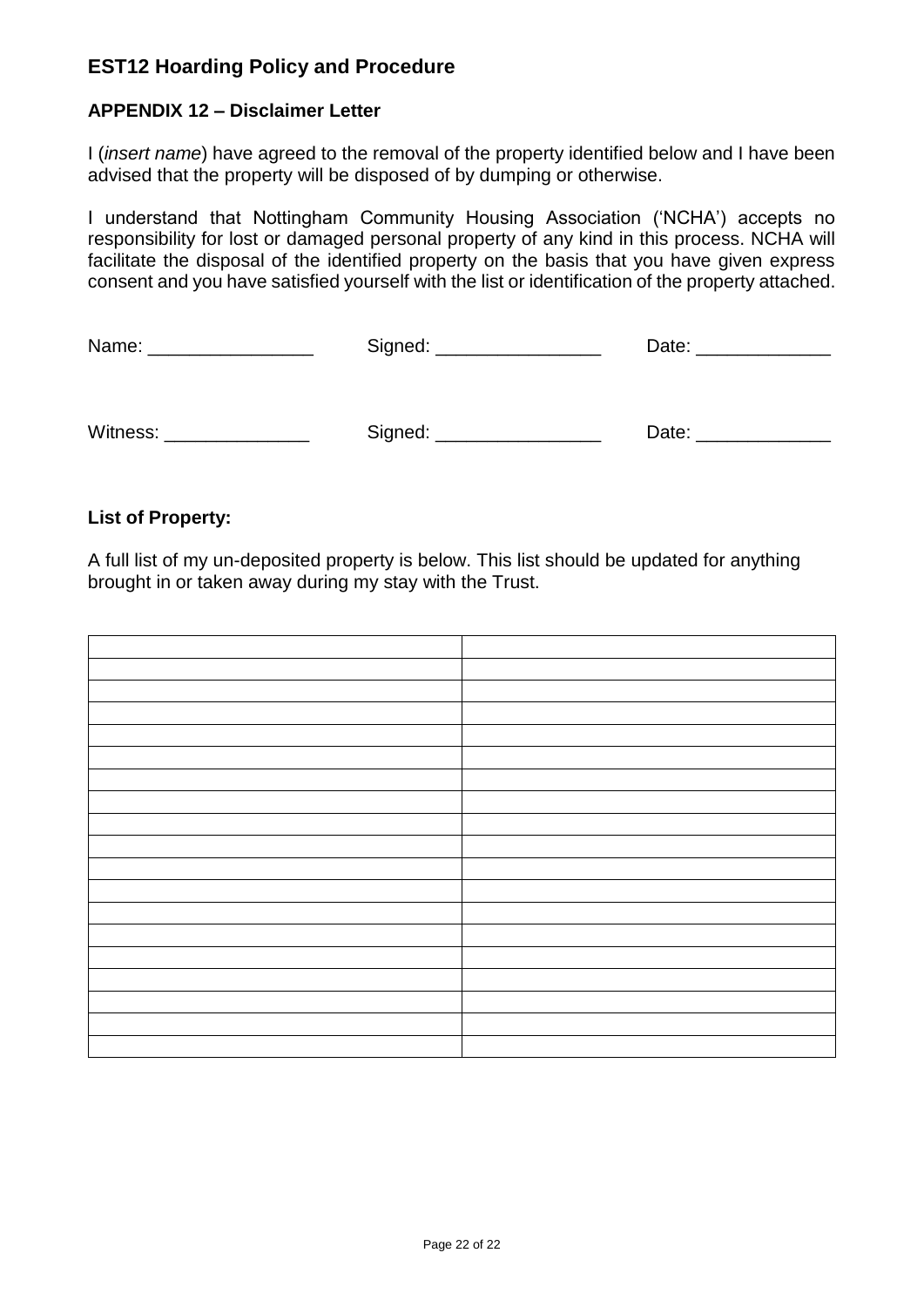## EST12 Hoarding Policy and Procedure

### APPENDIX 12 – Disclaimer Letter

I (*insert name*) have agreed to the removal of the property identified below and I have been advised that the property will be disposed of by dumping or otherwise.

I understand that Nottingham Community Housing Association ('NCHA') accepts no responsibility for lost or damaged personal property of any kind in this process. NCHA will facilitate the disposal of the identified property on the basis that you have given express consent and you have satisfied yourself with the list or identification of the property attached.

Name: ________________ Signed: ________________ Date: _____________

Witness: ______________ Signed: ________________ Date: _____________

**List of Property:**

A full list of my un-deposited property is below. This list should be updated for anything brought in or taken away during my stay with the Trust.

| | |
|---|---|
| | |
| | |
| | |
| | |
| | |
| | |
| | |
| | |
| | |
| | |
| | |
| | |
| | |
| | |
| | |
| | |
| | |
| | |